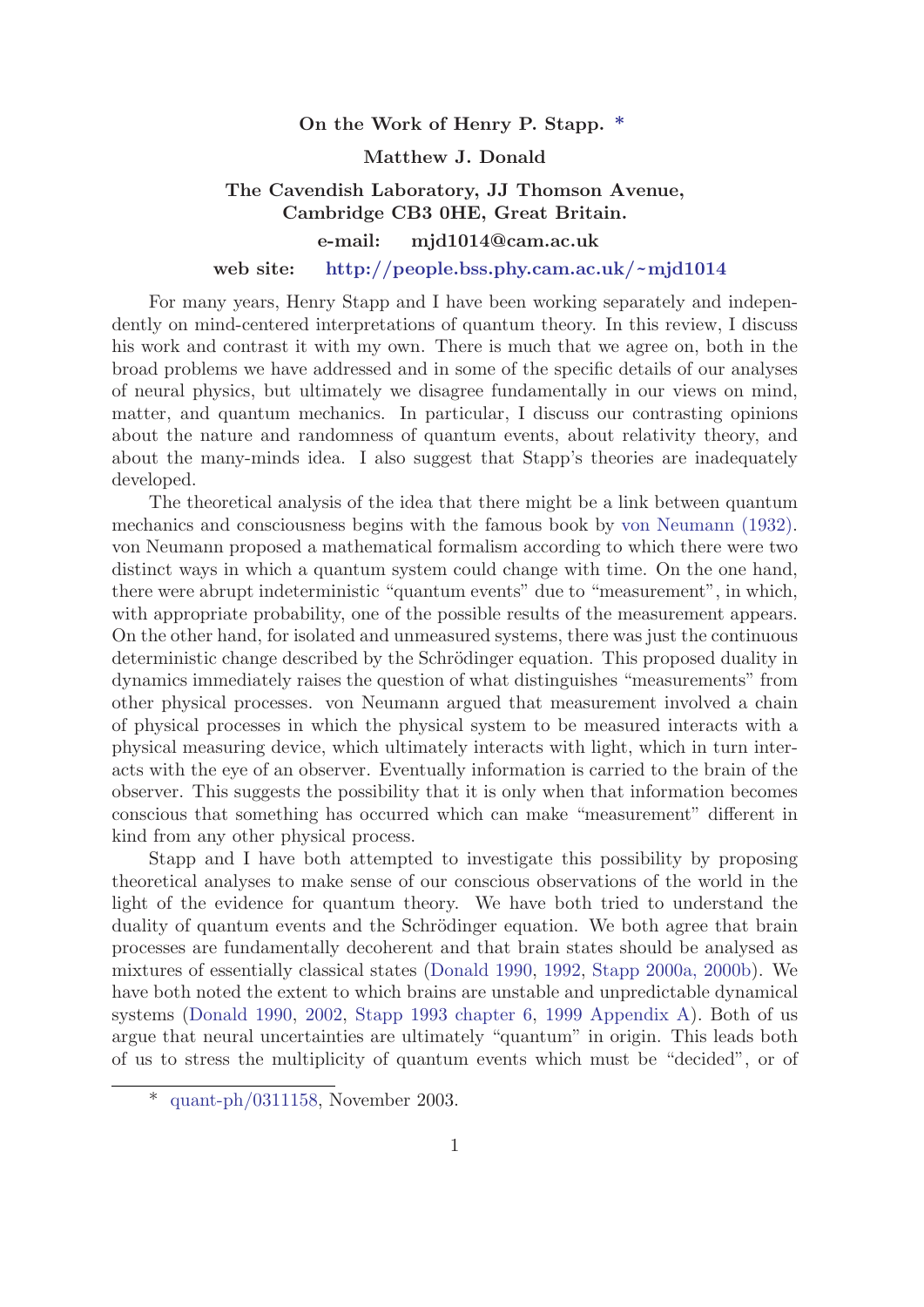**On the Work of Henry P. Stapp.** *

**Matthew J. Donald**

**The Cavendish Laboratory, JJ Thomson Avenue, Cambridge CB3 0HE, Great Britain.**

**e-mail: mjd1014@cam.ac.uk**

**web site: http://people.bss.phy.cam.ac.uk/~mjd1014**

For many years, Henry Stapp and I have been working separately and independently on mind-centered interpretations of quantum theory. In this review, I discuss his work and contrast it with my own. There is much that we agree on, both in the broad problems we have addressed and in some of the specific details of our analyses of neural physics, but ultimately we disagree fundamentally in our views on mind, matter, and quantum mechanics. In particular, I discuss our contrasting opinions about the nature and randomness of quantum events, about relativity theory, and about the many-minds idea. I also suggest that Stapp's theories are inadequately developed.

The theoretical analysis of the idea that there might be a link between quantum mechanics and consciousness begins with the famous book by von Neumann (1932). von Neumann proposed a mathematical formalism according to which there were two distinct ways in which a quantum system could change with time. On the one hand, there were abrupt indeterministic "quantum events" due to "measurement", in which, with appropriate probability, one of the possible results of the measurement appears. On the other hand, for isolated and unmeasured systems, there was just the continuous deterministic change described by the Schrödinger equation. This proposed duality in dynamics immediately raises the question of what distinguishes "measurements" from other physical processes. von Neumann argued that measurement involved a chain of physical processes in which the physical system to be measured interacts with a physical measuring device, which ultimately interacts with light, which in turn interacts with the eye of an observer. Eventually information is carried to the brain of the observer. This suggests the possibility that it is only when that information becomes conscious that something has occurred which can make "measurement" different in kind from any other physical process.

Stapp and I have both attempted to investigate this possibility by proposing theoretical analyses to make sense of our conscious observations of the world in the light of the evidence for quantum theory. We have both tried to understand the duality of quantum events and the Schrödinger equation. We both agree that brain processes are fundamentally decoherent and that brain states should be analysed as mixtures of essentially classical states (Donald 1990, 1992, Stapp 2000a, 2000b). We have both noted the extent to which brains are unstable and unpredictable dynamical systems (Donald 1990, 2002, Stapp 1993 chapter 6, 1999 Appendix A). Both of us argue that neural uncertainties are ultimately "quantum" in origin. This leads both of us to stress the multiplicity of quantum events which must be "decided", or of

---

* quant-ph/0311158, November 2003.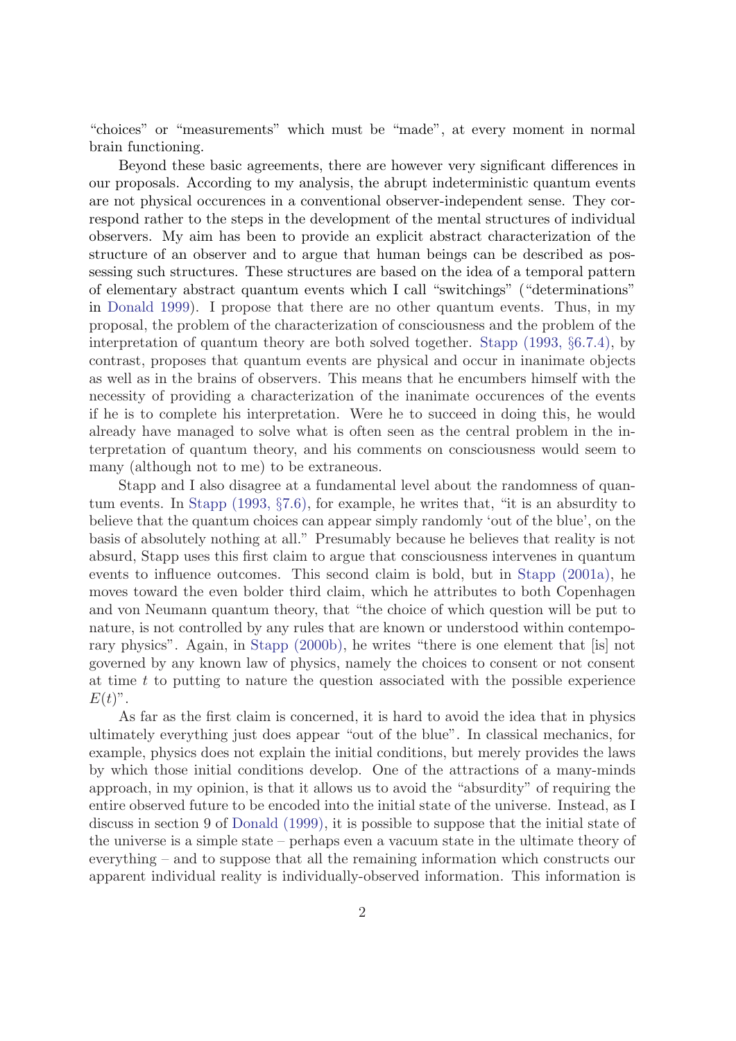"choices" or "measurements" which must be "made", at every moment in normal brain functioning.

Beyond these basic agreements, there are however very significant differences in our proposals. According to my analysis, the abrupt indeterministic quantum events are not physical occurences in a conventional observer-independent sense. They correspond rather to the steps in the development of the mental structures of individual observers. My aim has been to provide an explicit abstract characterization of the structure of an observer and to argue that human beings can be described as possessing such structures. These structures are based on the idea of a temporal pattern of elementary abstract quantum events which I call "switchings" ("determinations" in Donald 1999). I propose that there are no other quantum events. Thus, in my proposal, the problem of the characterization of consciousness and the problem of the interpretation of quantum theory are both solved together. Stapp (1993, §6.7.4), by contrast, proposes that quantum events are physical and occur in inanimate objects as well as in the brains of observers. This means that he encumbers himself with the necessity of providing a characterization of the inanimate occurences of the events if he is to complete his interpretation. Were he to succeed in doing this, he would already have managed to solve what is often seen as the central problem in the interpretation of quantum theory, and his comments on consciousness would seem to many (although not to me) to be extraneous.

Stapp and I also disagree at a fundamental level about the randomness of quantum events. In Stapp (1993, §7.6), for example, he writes that, "it is an absurdity to believe that the quantum choices can appear simply randomly 'out of the blue', on the basis of absolutely nothing at all." Presumably because he believes that reality is not absurd, Stapp uses this first claim to argue that consciousness intervenes in quantum events to influence outcomes. This second claim is bold, but in Stapp (2001a), he moves toward the even bolder third claim, which he attributes to both Copenhagen and von Neumann quantum theory, that "the choice of which question will be put to nature, is not controlled by any rules that are known or understood within contemporary physics". Again, in Stapp (2000b), he writes "there is one element that [is] not governed by any known law of physics, namely the choices to consent or not consent at time $t$ to putting to nature the question associated with the possible experience $E(t)$".

As far as the first claim is concerned, it is hard to avoid the idea that in physics ultimately everything just does appear "out of the blue". In classical mechanics, for example, physics does not explain the initial conditions, but merely provides the laws by which those initial conditions develop. One of the attractions of a many-minds approach, in my opinion, is that it allows us to avoid the "absurdity" of requiring the entire observed future to be encoded into the initial state of the universe. Instead, as I discuss in section 9 of Donald (1999), it is possible to suppose that the initial state of the universe is a simple state – perhaps even a vacuum state in the ultimate theory of everything – and to suppose that all the remaining information which constructs our apparent individual reality is individually-observed information. This information is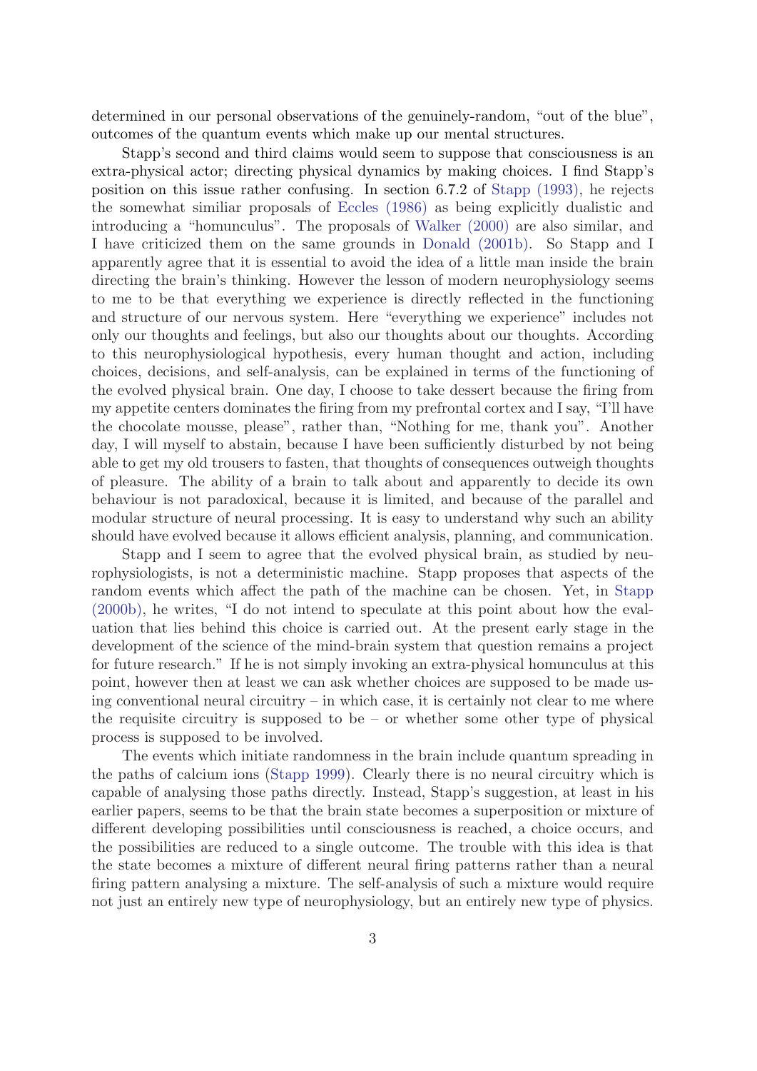determined in our personal observations of the genuinely-random, "out of the blue", outcomes of the quantum events which make up our mental structures.

Stapp's second and third claims would seem to suppose that consciousness is an extra-physical actor; directing physical dynamics by making choices. I find Stapp's position on this issue rather confusing. In section 6.7.2 of Stapp (1993), he rejects the somewhat similiar proposals of Eccles (1986) as being explicitly dualistic and introducing a "homunculus". The proposals of Walker (2000) are also similar, and I have criticized them on the same grounds in Donald (2001b). So Stapp and I apparently agree that it is essential to avoid the idea of a little man inside the brain directing the brain's thinking. However the lesson of modern neurophysiology seems to me to be that everything we experience is directly reflected in the functioning and structure of our nervous system. Here "everything we experience" includes not only our thoughts and feelings, but also our thoughts about our thoughts. According to this neurophysiological hypothesis, every human thought and action, including choices, decisions, and self-analysis, can be explained in terms of the functioning of the evolved physical brain. One day, I choose to take dessert because the firing from my appetite centers dominates the firing from my prefrontal cortex and I say, "I'll have the chocolate mousse, please", rather than, "Nothing for me, thank you". Another day, I will myself to abstain, because I have been sufficiently disturbed by not being able to get my old trousers to fasten, that thoughts of consequences outweigh thoughts of pleasure. The ability of a brain to talk about and apparently to decide its own behaviour is not paradoxical, because it is limited, and because of the parallel and modular structure of neural processing. It is easy to understand why such an ability should have evolved because it allows efficient analysis, planning, and communication.

Stapp and I seem to agree that the evolved physical brain, as studied by neurophysiologists, is not a deterministic machine. Stapp proposes that aspects of the random events which affect the path of the machine can be chosen. Yet, in Stapp (2000b), he writes, "I do not intend to speculate at this point about how the evaluation that lies behind this choice is carried out. At the present early stage in the development of the science of the mind-brain system that question remains a project for future research." If he is not simply invoking an extra-physical homunculus at this point, however then at least we can ask whether choices are supposed to be made using conventional neural circuitry – in which case, it is certainly not clear to me where the requisite circuitry is supposed to be – or whether some other type of physical process is supposed to be involved.

The events which initiate randomness in the brain include quantum spreading in the paths of calcium ions (Stapp 1999). Clearly there is no neural circuitry which is capable of analysing those paths directly. Instead, Stapp's suggestion, at least in his earlier papers, seems to be that the brain state becomes a superposition or mixture of different developing possibilities until consciousness is reached, a choice occurs, and the possibilities are reduced to a single outcome. The trouble with this idea is that the state becomes a mixture of different neural firing patterns rather than a neural firing pattern analysing a mixture. The self-analysis of such a mixture would require not just an entirely new type of neurophysiology, but an entirely new type of physics.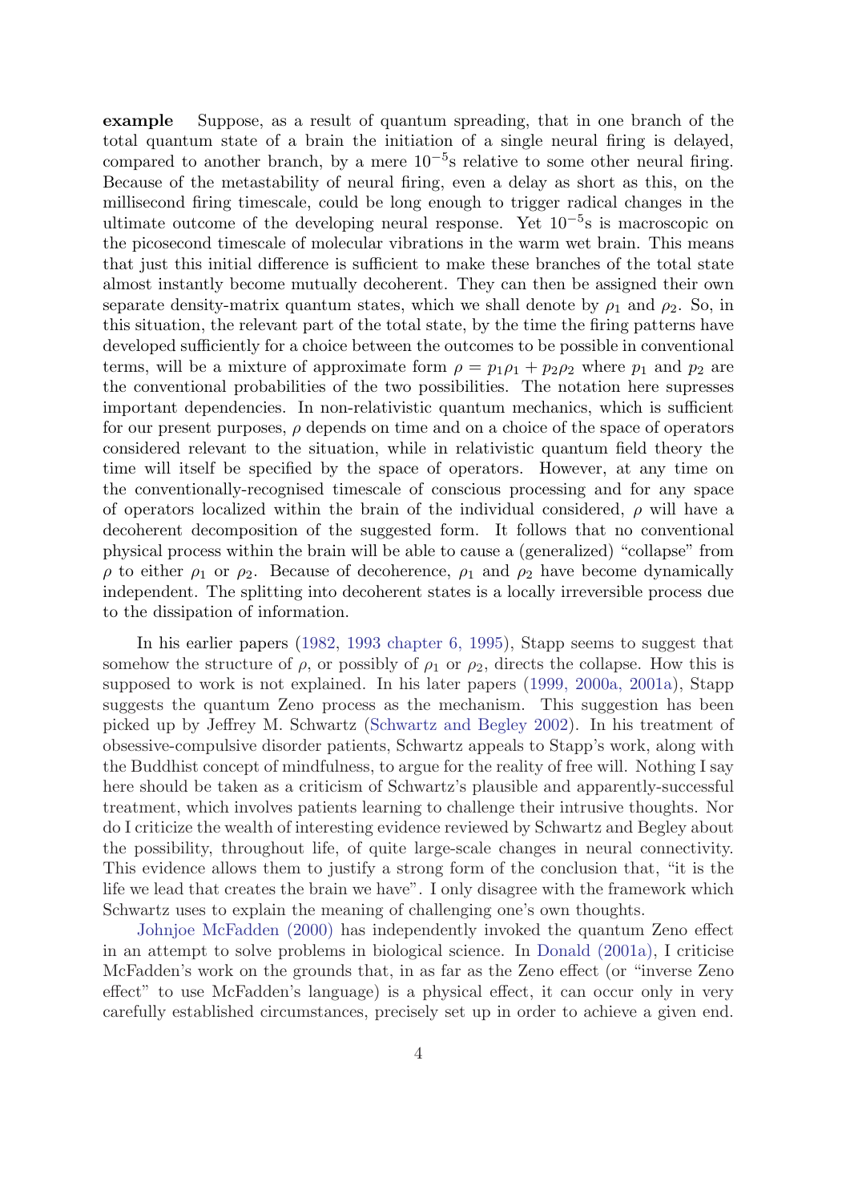**example** Suppose, as a result of quantum spreading, that in one branch of the total quantum state of a brain the initiation of a single neural firing is delayed, compared to another branch, by a mere $10^{-5}$s relative to some other neural firing. Because of the metastability of neural firing, even a delay as short as this, on the millisecond firing timescale, could be long enough to trigger radical changes in the ultimate outcome of the developing neural response. Yet $10^{-5}$s is macroscopic on the picosecond timescale of molecular vibrations in the warm wet brain. This means that just this initial difference is sufficient to make these branches of the total state almost instantly become mutually decoherent. They can then be assigned their own separate density-matrix quantum states, which we shall denote by $\rho_1$ and $\rho_2$. So, in this situation, the relevant part of the total state, by the time the firing patterns have developed sufficiently for a choice between the outcomes to be possible in conventional terms, will be a mixture of approximate form $\rho = p_1\rho_1 + p_2\rho_2$ where $p_1$ and $p_2$ are the conventional probabilities of the two possibilities. The notation here supresses important dependencies. In non-relativistic quantum mechanics, which is sufficient for our present purposes, $\rho$ depends on time and on a choice of the space of operators considered relevant to the situation, while in relativistic quantum field theory the time will itself be specified by the space of operators. However, at any time on the conventionally-recognised timescale of conscious processing and for any space of operators localized within the brain of the individual considered, $\rho$ will have a decoherent decomposition of the suggested form. It follows that no conventional physical process within the brain will be able to cause a (generalized) "collapse" from $\rho$ to either $\rho_1$ or $\rho_2$. Because of decoherence, $\rho_1$ and $\rho_2$ have become dynamically independent. The splitting into decoherent states is a locally irreversible process due to the dissipation of information.

In his earlier papers (1982, 1993 chapter 6, 1995), Stapp seems to suggest that somehow the structure of $\rho$, or possibly of $\rho_1$ or $\rho_2$, directs the collapse. How this is supposed to work is not explained. In his later papers (1999, 2000a, 2001a), Stapp suggests the quantum Zeno process as the mechanism. This suggestion has been picked up by Jeffrey M. Schwartz (Schwartz and Begley 2002). In his treatment of obsessive-compulsive disorder patients, Schwartz appeals to Stapp's work, along with the Buddhist concept of mindfulness, to argue for the reality of free will. Nothing I say here should be taken as a criticism of Schwartz's plausible and apparently-successful treatment, which involves patients learning to challenge their intrusive thoughts. Nor do I criticize the wealth of interesting evidence reviewed by Schwartz and Begley about the possibility, throughout life, of quite large-scale changes in neural connectivity. This evidence allows them to justify a strong form of the conclusion that, "it is the life we lead that creates the brain we have". I only disagree with the framework which Schwartz uses to explain the meaning of challenging one's own thoughts.

Johnjoe McFadden (2000) has independently invoked the quantum Zeno effect in an attempt to solve problems in biological science. In Donald (2001a), I criticise McFadden's work on the grounds that, in as far as the Zeno effect (or "inverse Zeno effect" to use McFadden's language) is a physical effect, it can occur only in very carefully established circumstances, precisely set up in order to achieve a given end.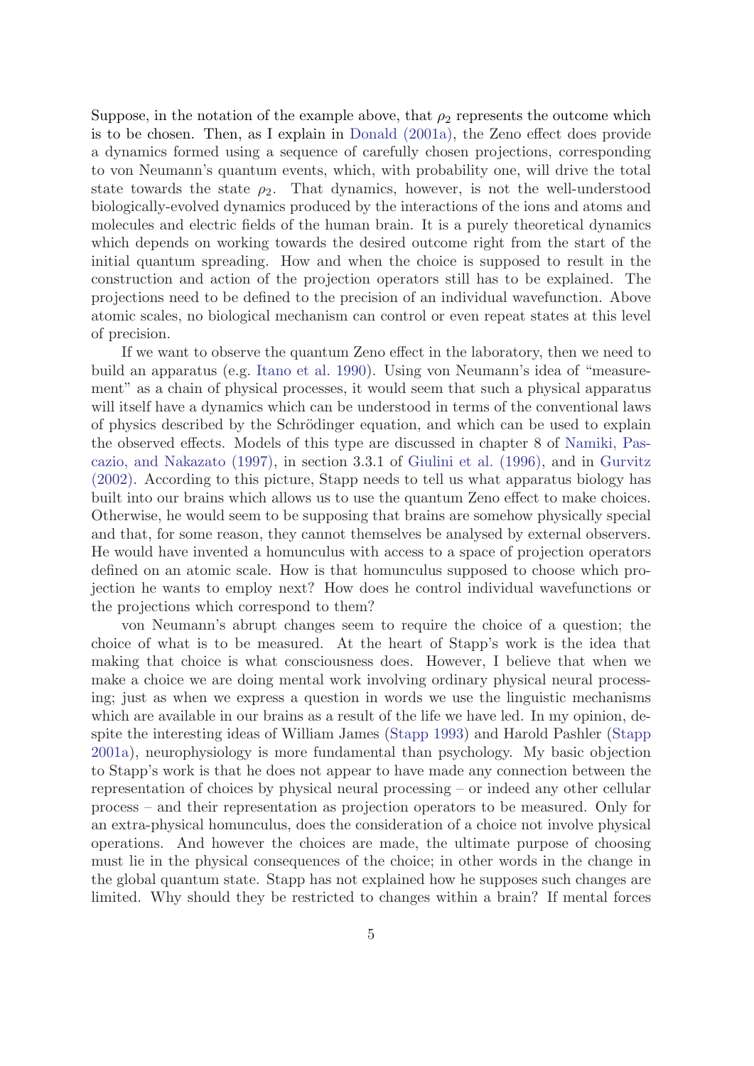Suppose, in the notation of the example above, that $\rho_2$ represents the outcome which is to be chosen. Then, as I explain in Donald (2001a), the Zeno effect does provide a dynamics formed using a sequence of carefully chosen projections, corresponding to von Neumann's quantum events, which, with probability one, will drive the total state towards the state $\rho_2$. That dynamics, however, is not the well-understood biologically-evolved dynamics produced by the interactions of the ions and atoms and molecules and electric fields of the human brain. It is a purely theoretical dynamics which depends on working towards the desired outcome right from the start of the initial quantum spreading. How and when the choice is supposed to result in the construction and action of the projection operators still has to be explained. The projections need to be defined to the precision of an individual wavefunction. Above atomic scales, no biological mechanism can control or even repeat states at this level of precision.

If we want to observe the quantum Zeno effect in the laboratory, then we need to build an apparatus (e.g. Itano et al. 1990). Using von Neumann's idea of "measurement" as a chain of physical processes, it would seem that such a physical apparatus will itself have a dynamics which can be understood in terms of the conventional laws of physics described by the Schrödinger equation, and which can be used to explain the observed effects. Models of this type are discussed in chapter 8 of Namiki, Pascazio, and Nakazato (1997), in section 3.3.1 of Giulini et al. (1996), and in Gurvitz (2002). According to this picture, Stapp needs to tell us what apparatus biology has built into our brains which allows us to use the quantum Zeno effect to make choices. Otherwise, he would seem to be supposing that brains are somehow physically special and that, for some reason, they cannot themselves be analysed by external observers. He would have invented a homunculus with access to a space of projection operators defined on an atomic scale. How is that homunculus supposed to choose which projection he wants to employ next? How does he control individual wavefunctions or the projections which correspond to them?

von Neumann's abrupt changes seem to require the choice of a question; the choice of what is to be measured. At the heart of Stapp's work is the idea that making that choice is what consciousness does. However, I believe that when we make a choice we are doing mental work involving ordinary physical neural processing; just as when we express a question in words we use the linguistic mechanisms which are available in our brains as a result of the life we have led. In my opinion, despite the interesting ideas of William James (Stapp 1993) and Harold Pashler (Stapp 2001a), neurophysiology is more fundamental than psychology. My basic objection to Stapp's work is that he does not appear to have made any connection between the representation of choices by physical neural processing – or indeed any other cellular process – and their representation as projection operators to be measured. Only for an extra-physical homunculus, does the consideration of a choice not involve physical operations. And however the choices are made, the ultimate purpose of choosing must lie in the physical consequences of the choice; in other words in the change in the global quantum state. Stapp has not explained how he supposes such changes are limited. Why should they be restricted to changes within a brain? If mental forces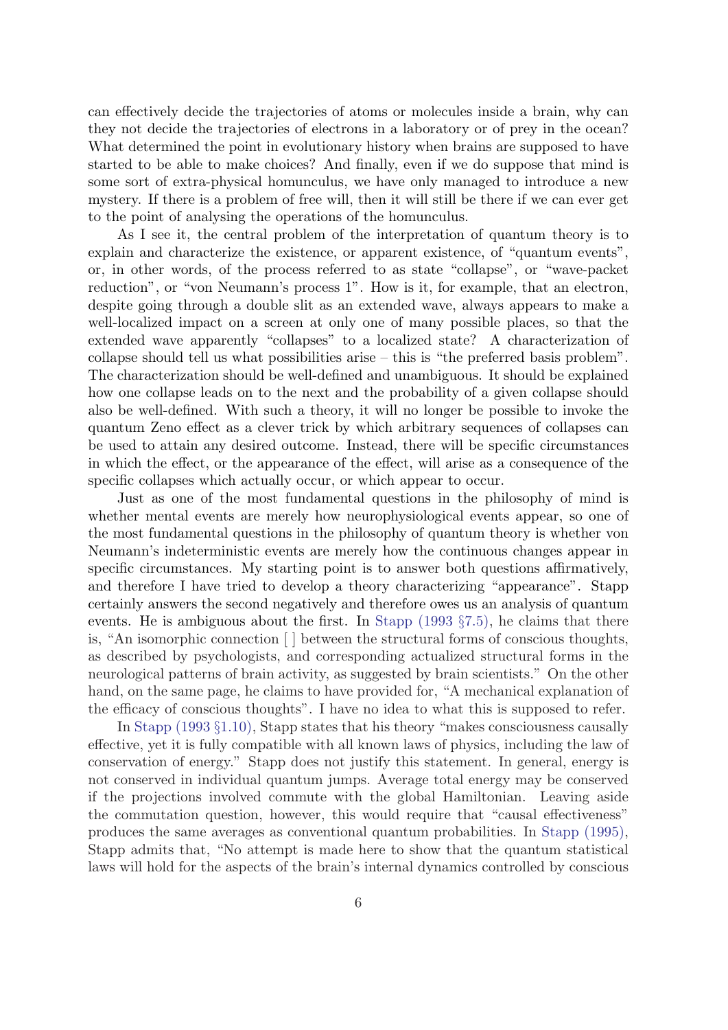can effectively decide the trajectories of atoms or molecules inside a brain, why can they not decide the trajectories of electrons in a laboratory or of prey in the ocean? What determined the point in evolutionary history when brains are supposed to have started to be able to make choices? And finally, even if we do suppose that mind is some sort of extra-physical homunculus, we have only managed to introduce a new mystery. If there is a problem of free will, then it will still be there if we can ever get to the point of analysing the operations of the homunculus.

As I see it, the central problem of the interpretation of quantum theory is to explain and characterize the existence, or apparent existence, of "quantum events", or, in other words, of the process referred to as state "collapse", or "wave-packet reduction", or "von Neumann's process 1". How is it, for example, that an electron, despite going through a double slit as an extended wave, always appears to make a well-localized impact on a screen at only one of many possible places, so that the extended wave apparently "collapses" to a localized state? A characterization of collapse should tell us what possibilities arise – this is "the preferred basis problem". The characterization should be well-defined and unambiguous. It should be explained how one collapse leads on to the next and the probability of a given collapse should also be well-defined. With such a theory, it will no longer be possible to invoke the quantum Zeno effect as a clever trick by which arbitrary sequences of collapses can be used to attain any desired outcome. Instead, there will be specific circumstances in which the effect, or the appearance of the effect, will arise as a consequence of the specific collapses which actually occur, or which appear to occur.

Just as one of the most fundamental questions in the philosophy of mind is whether mental events are merely how neurophysiological events appear, so one of the most fundamental questions in the philosophy of quantum theory is whether von Neumann's indeterministic events are merely how the continuous changes appear in specific circumstances. My starting point is to answer both questions affirmatively, and therefore I have tried to develop a theory characterizing "appearance". Stapp certainly answers the second negatively and therefore owes us an analysis of quantum events. He is ambiguous about the first. In Stapp (1993 §7.5), he claims that there is, "An isomorphic connection [ ] between the structural forms of conscious thoughts, as described by psychologists, and corresponding actualized structural forms in the neurological patterns of brain activity, as suggested by brain scientists." On the other hand, on the same page, he claims to have provided for, "A mechanical explanation of the efficacy of conscious thoughts". I have no idea to what this is supposed to refer.

In Stapp (1993 §1.10), Stapp states that his theory "makes consciousness causally effective, yet it is fully compatible with all known laws of physics, including the law of conservation of energy." Stapp does not justify this statement. In general, energy is not conserved in individual quantum jumps. Average total energy may be conserved if the projections involved commute with the global Hamiltonian. Leaving aside the commutation question, however, this would require that "causal effectiveness" produces the same averages as conventional quantum probabilities. In Stapp (1995), Stapp admits that, "No attempt is made here to show that the quantum statistical laws will hold for the aspects of the brain's internal dynamics controlled by conscious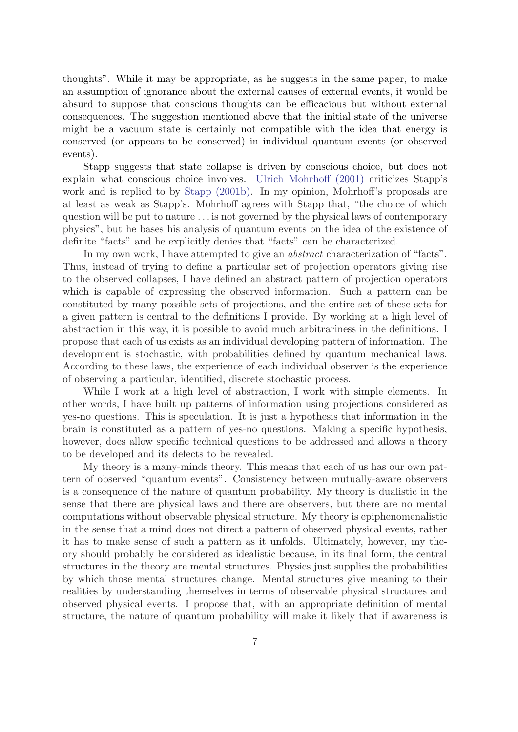thoughts". While it may be appropriate, as he suggests in the same paper, to make an assumption of ignorance about the external causes of external events, it would be absurd to suppose that conscious thoughts can be efficacious but without external consequences. The suggestion mentioned above that the initial state of the universe might be a vacuum state is certainly not compatible with the idea that energy is conserved (or appears to be conserved) in individual quantum events (or observed events).

Stapp suggests that state collapse is driven by conscious choice, but does not explain what conscious choice involves. Ulrich Mohrhoff (2001) criticizes Stapp's work and is replied to by Stapp (2001b). In my opinion, Mohrhoff's proposals are at least as weak as Stapp's. Mohrhoff agrees with Stapp that, "the choice of which question will be put to nature . . . is not governed by the physical laws of contemporary physics", but he bases his analysis of quantum events on the idea of the existence of definite "facts" and he explicitly denies that "facts" can be characterized.

In my own work, I have attempted to give an *abstract* characterization of "facts". Thus, instead of trying to define a particular set of projection operators giving rise to the observed collapses, I have defined an abstract pattern of projection operators which is capable of expressing the observed information. Such a pattern can be constituted by many possible sets of projections, and the entire set of these sets for a given pattern is central to the definitions I provide. By working at a high level of abstraction in this way, it is possible to avoid much arbitrariness in the definitions. I propose that each of us exists as an individual developing pattern of information. The development is stochastic, with probabilities defined by quantum mechanical laws. According to these laws, the experience of each individual observer is the experience of observing a particular, identified, discrete stochastic process.

While I work at a high level of abstraction, I work with simple elements. In other words, I have built up patterns of information using projections considered as yes-no questions. This is speculation. It is just a hypothesis that information in the brain is constituted as a pattern of yes-no questions. Making a specific hypothesis, however, does allow specific technical questions to be addressed and allows a theory to be developed and its defects to be revealed.

My theory is a many-minds theory. This means that each of us has our own pattern of observed "quantum events". Consistency between mutually-aware observers is a consequence of the nature of quantum probability. My theory is dualistic in the sense that there are physical laws and there are observers, but there are no mental computations without observable physical structure. My theory is epiphenomenalistic in the sense that a mind does not direct a pattern of observed physical events, rather it has to make sense of such a pattern as it unfolds. Ultimately, however, my theory should probably be considered as idealistic because, in its final form, the central structures in the theory are mental structures. Physics just supplies the probabilities by which those mental structures change. Mental structures give meaning to their realities by understanding themselves in terms of observable physical structures and observed physical events. I propose that, with an appropriate definition of mental structure, the nature of quantum probability will make it likely that if awareness is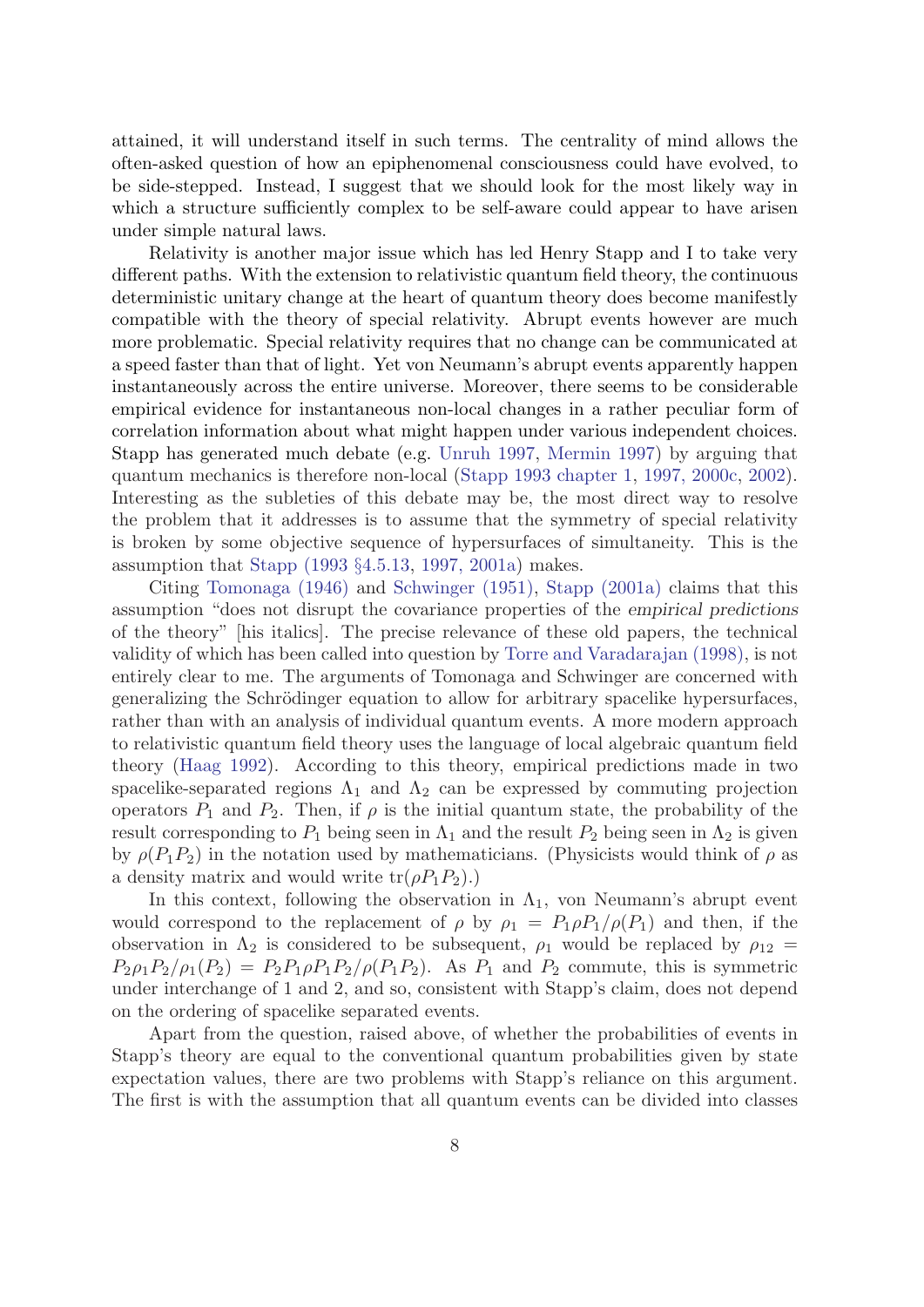attained, it will understand itself in such terms. The centrality of mind allows the often-asked question of how an epiphenomenal consciousness could have evolved, to be side-stepped. Instead, I suggest that we should look for the most likely way in which a structure sufficiently complex to be self-aware could appear to have arisen under simple natural laws.

Relativity is another major issue which has led Henry Stapp and I to take very different paths. With the extension to relativistic quantum field theory, the continuous deterministic unitary change at the heart of quantum theory does become manifestly compatible with the theory of special relativity. Abrupt events however are much more problematic. Special relativity requires that no change can be communicated at a speed faster than that of light. Yet von Neumann's abrupt events apparently happen instantaneously across the entire universe. Moreover, there seems to be considerable empirical evidence for instantaneous non-local changes in a rather peculiar form of correlation information about what might happen under various independent choices. Stapp has generated much debate (e.g. Unruh 1997, Mermin 1997) by arguing that quantum mechanics is therefore non-local (Stapp 1993 chapter 1, 1997, 2000c, 2002). Interesting as the subleties of this debate may be, the most direct way to resolve the problem that it addresses is to assume that the symmetry of special relativity is broken by some objective sequence of hypersurfaces of simultaneity. This is the assumption that Stapp (1993 §4.5.13, 1997, 2001a) makes.

Citing Tomonaga (1946) and Schwinger (1951), Stapp (2001a) claims that this assumption "does not disrupt the covariance properties of the *empirical predictions* of the theory" [his italics]. The precise relevance of these old papers, the technical validity of which has been called into question by Torre and Varadarajan (1998), is not entirely clear to me. The arguments of Tomonaga and Schwinger are concerned with generalizing the Schrödinger equation to allow for arbitrary spacelike hypersurfaces, rather than with an analysis of individual quantum events. A more modern approach to relativistic quantum field theory uses the language of local algebraic quantum field theory (Haag 1992). According to this theory, empirical predictions made in two spacelike-separated regions $\Lambda_1$ and $\Lambda_2$ can be expressed by commuting projection operators $P_1$ and $P_2$. Then, if $\rho$ is the initial quantum state, the probability of the result corresponding to $P_1$ being seen in $\Lambda_1$ and the result $P_2$ being seen in $\Lambda_2$ is given by $\rho(P_1 P_2)$ in the notation used by mathematicians. (Physicists would think of $\rho$ as a density matrix and would write $\mathrm{tr}(\rho P_1 P_2)$.)

In this context, following the observation in $\Lambda_1$, von Neumann's abrupt event would correspond to the replacement of $\rho$ by $\rho_1 = P_1 \rho P_1 / \rho(P_1)$ and then, if the observation in $\Lambda_2$ is considered to be subsequent, $\rho_1$ would be replaced by $\rho_{12} = P_2 \rho_1 P_2 / \rho_1(P_2) = P_2 P_1 \rho P_1 P_2 / \rho(P_1 P_2)$. As $P_1$ and $P_2$ commute, this is symmetric under interchange of 1 and 2, and so, consistent with Stapp's claim, does not depend on the ordering of spacelike separated events.

Apart from the question, raised above, of whether the probabilities of events in Stapp's theory are equal to the conventional quantum probabilities given by state expectation values, there are two problems with Stapp's reliance on this argument. The first is with the assumption that all quantum events can be divided into classes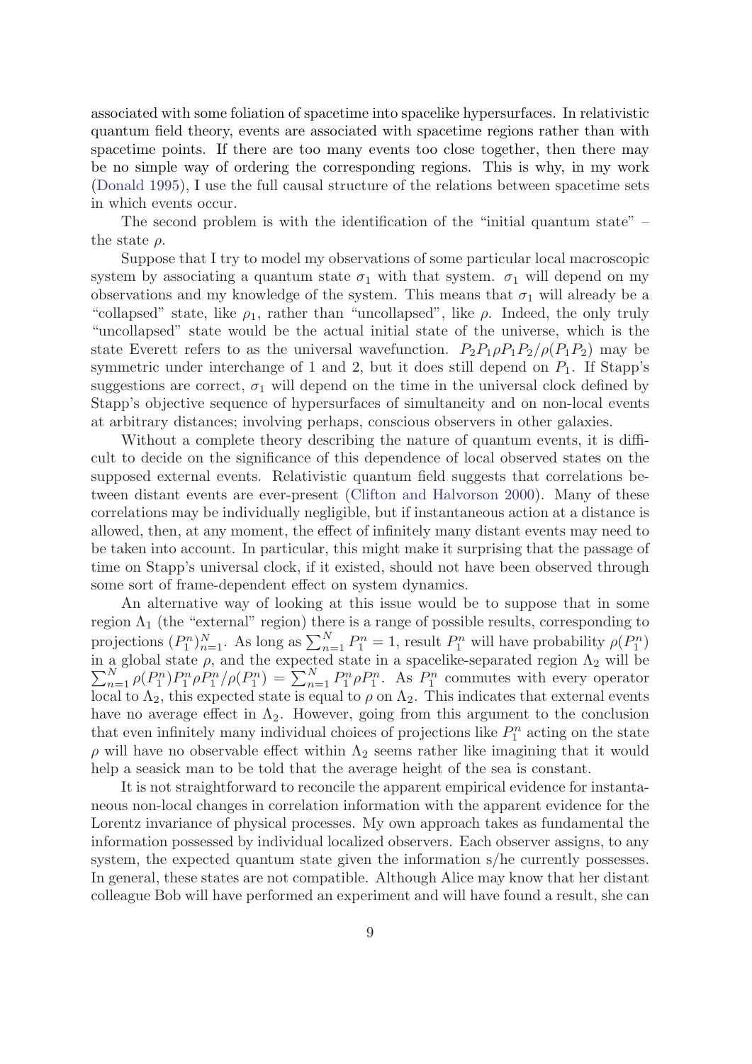associated with some foliation of spacetime into spacelike hypersurfaces. In relativistic quantum field theory, events are associated with spacetime regions rather than with spacetime points. If there are too many events too close together, then there may be no simple way of ordering the corresponding regions. This is why, in my work (Donald 1995), I use the full causal structure of the relations between spacetime sets in which events occur.

The second problem is with the identification of the "initial quantum state" – the state $\rho$.

Suppose that I try to model my observations of some particular local macroscopic system by associating a quantum state $\sigma_1$ with that system. $\sigma_1$ will depend on my observations and my knowledge of the system. This means that $\sigma_1$ will already be a "collapsed" state, like $\rho_1$, rather than "uncollapsed", like $\rho$. Indeed, the only truly "uncollapsed" state would be the actual initial state of the universe, which is the state Everett refers to as the universal wavefunction. $P_2P_1\rho P_1P_2/\rho(P_1P_2)$ may be symmetric under interchange of 1 and 2, but it does still depend on $P_1$. If Stapp's suggestions are correct, $\sigma_1$ will depend on the time in the universal clock defined by Stapp's objective sequence of hypersurfaces of simultaneity and on non-local events at arbitrary distances; involving perhaps, conscious observers in other galaxies.

Without a complete theory describing the nature of quantum events, it is difficult to decide on the significance of this dependence of local observed states on the supposed external events. Relativistic quantum field suggests that correlations between distant events are ever-present (Clifton and Halvorson 2000). Many of these correlations may be individually negligible, but if instantaneous action at a distance is allowed, then, at any moment, the effect of infinitely many distant events may need to be taken into account. In particular, this might make it surprising that the passage of time on Stapp's universal clock, if it existed, should not have been observed through some sort of frame-dependent effect on system dynamics.

An alternative way of looking at this issue would be to suppose that in some region $\Lambda_1$ (the "external" region) there is a range of possible results, corresponding to projections $(P_1^n)_{n=1}^N$. As long as $\sum_{n=1}^N P_1^n = 1$, result $P_1^n$ will have probability $\rho(P_1^n)$ in a global state $\rho$, and the expected state in a spacelike-separated region $\Lambda_2$ will be $\sum_{n=1}^N \rho(P_1^n)P_1^n\rho P_1^n/\rho(P_1^n) = \sum_{n=1}^N P_1^n\rho P_1^n$. As $P_1^n$ commutes with every operator local to $\Lambda_2$, this expected state is equal to $\rho$ on $\Lambda_2$. This indicates that external events have no average effect in $\Lambda_2$. However, going from this argument to the conclusion that even infinitely many individual choices of projections like $P_1^n$ acting on the state $\rho$ will have no observable effect within $\Lambda_2$ seems rather like imagining that it would help a seasick man to be told that the average height of the sea is constant.

It is not straightforward to reconcile the apparent empirical evidence for instantaneous non-local changes in correlation information with the apparent evidence for the Lorentz invariance of physical processes. My own approach takes as fundamental the information possessed by individual localized observers. Each observer assigns, to any system, the expected quantum state given the information s/he currently possesses. In general, these states are not compatible. Although Alice may know that her distant colleague Bob will have performed an experiment and will have found a result, she can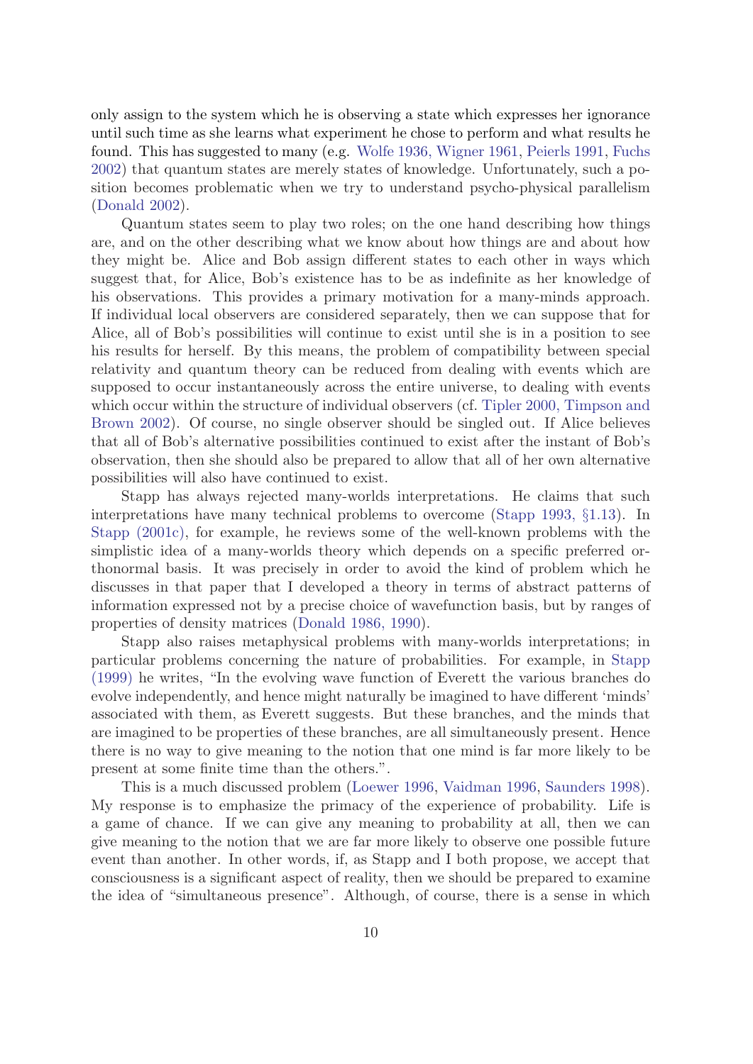only assign to the system which he is observing a state which expresses her ignorance until such time as she learns what experiment he chose to perform and what results he found. This has suggested to many (e.g. Wolfe 1936, Wigner 1961, Peierls 1991, Fuchs 2002) that quantum states are merely states of knowledge. Unfortunately, such a position becomes problematic when we try to understand psycho-physical parallelism (Donald 2002).

Quantum states seem to play two roles; on the one hand describing how things are, and on the other describing what we know about how things are and about how they might be. Alice and Bob assign different states to each other in ways which suggest that, for Alice, Bob's existence has to be as indefinite as her knowledge of his observations. This provides a primary motivation for a many-minds approach. If individual local observers are considered separately, then we can suppose that for Alice, all of Bob's possibilities will continue to exist until she is in a position to see his results for herself. By this means, the problem of compatibility between special relativity and quantum theory can be reduced from dealing with events which are supposed to occur instantaneously across the entire universe, to dealing with events which occur within the structure of individual observers (cf. Tipler 2000, Timpson and Brown 2002). Of course, no single observer should be singled out. If Alice believes that all of Bob's alternative possibilities continued to exist after the instant of Bob's observation, then she should also be prepared to allow that all of her own alternative possibilities will also have continued to exist.

Stapp has always rejected many-worlds interpretations. He claims that such interpretations have many technical problems to overcome (Stapp 1993, §1.13). In Stapp (2001c), for example, he reviews some of the well-known problems with the simplistic idea of a many-worlds theory which depends on a specific preferred orthonormal basis. It was precisely in order to avoid the kind of problem which he discusses in that paper that I developed a theory in terms of abstract patterns of information expressed not by a precise choice of wavefunction basis, but by ranges of properties of density matrices (Donald 1986, 1990).

Stapp also raises metaphysical problems with many-worlds interpretations; in particular problems concerning the nature of probabilities. For example, in Stapp (1999) he writes, "In the evolving wave function of Everett the various branches do evolve independently, and hence might naturally be imagined to have different 'minds' associated with them, as Everett suggests. But these branches, and the minds that are imagined to be properties of these branches, are all simultaneously present. Hence there is no way to give meaning to the notion that one mind is far more likely to be present at some finite time than the others.".

This is a much discussed problem (Loewer 1996, Vaidman 1996, Saunders 1998). My response is to emphasize the primacy of the experience of probability. Life is a game of chance. If we can give any meaning to probability at all, then we can give meaning to the notion that we are far more likely to observe one possible future event than another. In other words, if, as Stapp and I both propose, we accept that consciousness is a significant aspect of reality, then we should be prepared to examine the idea of "simultaneous presence". Although, of course, there is a sense in which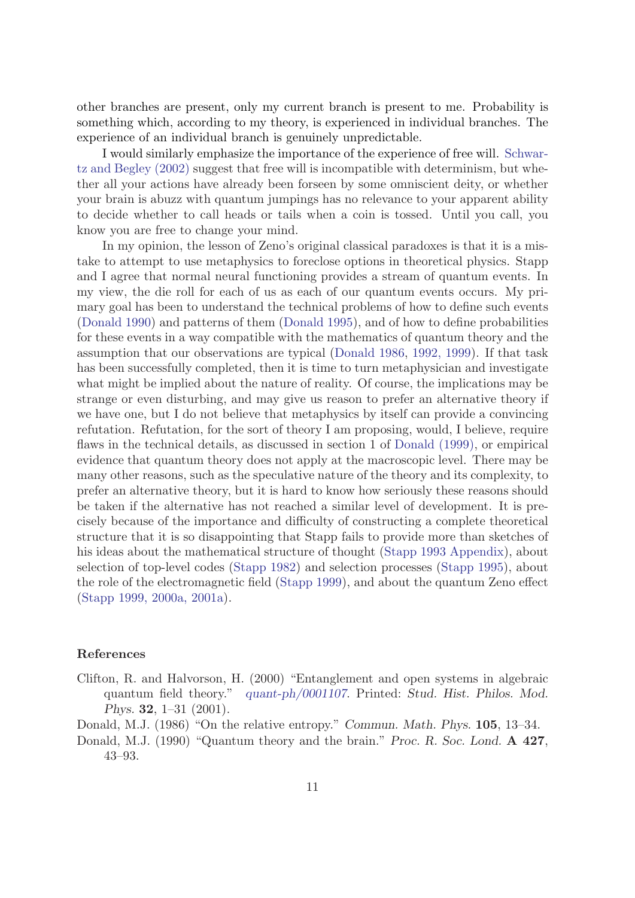other branches are present, only my current branch is present to me. Probability is something which, according to my theory, is experienced in individual branches. The experience of an individual branch is genuinely unpredictable.

I would similarly emphasize the importance of the experience of free will. Schwartz and Begley (2002) suggest that free will is incompatible with determinism, but whether all your actions have already been forseen by some omniscient deity, or whether your brain is abuzz with quantum jumpings has no relevance to your apparent ability to decide whether to call heads or tails when a coin is tossed. Until you call, you know you are free to change your mind.

In my opinion, the lesson of Zeno's original classical paradoxes is that it is a mistake to attempt to use metaphysics to foreclose options in theoretical physics. Stapp and I agree that normal neural functioning provides a stream of quantum events. In my view, the die roll for each of us as each of our quantum events occurs. My primary goal has been to understand the technical problems of how to define such events (Donald 1990) and patterns of them (Donald 1995), and of how to define probabilities for these events in a way compatible with the mathematics of quantum theory and the assumption that our observations are typical (Donald 1986, 1992, 1999). If that task has been successfully completed, then it is time to turn metaphysician and investigate what might be implied about the nature of reality. Of course, the implications may be strange or even disturbing, and may give us reason to prefer an alternative theory if we have one, but I do not believe that metaphysics by itself can provide a convincing refutation. Refutation, for the sort of theory I am proposing, would, I believe, require flaws in the technical details, as discussed in section 1 of Donald (1999), or empirical evidence that quantum theory does not apply at the macroscopic level. There may be many other reasons, such as the speculative nature of the theory and its complexity, to prefer an alternative theory, but it is hard to know how seriously these reasons should be taken if the alternative has not reached a similar level of development. It is precisely because of the importance and difficulty of constructing a complete theoretical structure that it is so disappointing that Stapp fails to provide more than sketches of his ideas about the mathematical structure of thought (Stapp 1993 Appendix), about selection of top-level codes (Stapp 1982) and selection processes (Stapp 1995), about the role of the electromagnetic field (Stapp 1999), and about the quantum Zeno effect (Stapp 1999, 2000a, 2001a).

## References

Clifton, R. and Halvorson, H. (2000) "Entanglement and open systems in algebraic quantum field theory." *quant-ph/0001107*. Printed: *Stud. Hist. Philos. Mod. Phys.* **32**, 1–31 (2001).

Donald, M.J. (1986) "On the relative entropy." *Commun. Math. Phys.* **105**, 13–34.

Donald, M.J. (1990) "Quantum theory and the brain." *Proc. R. Soc. Lond.* **A 427**, 43–93.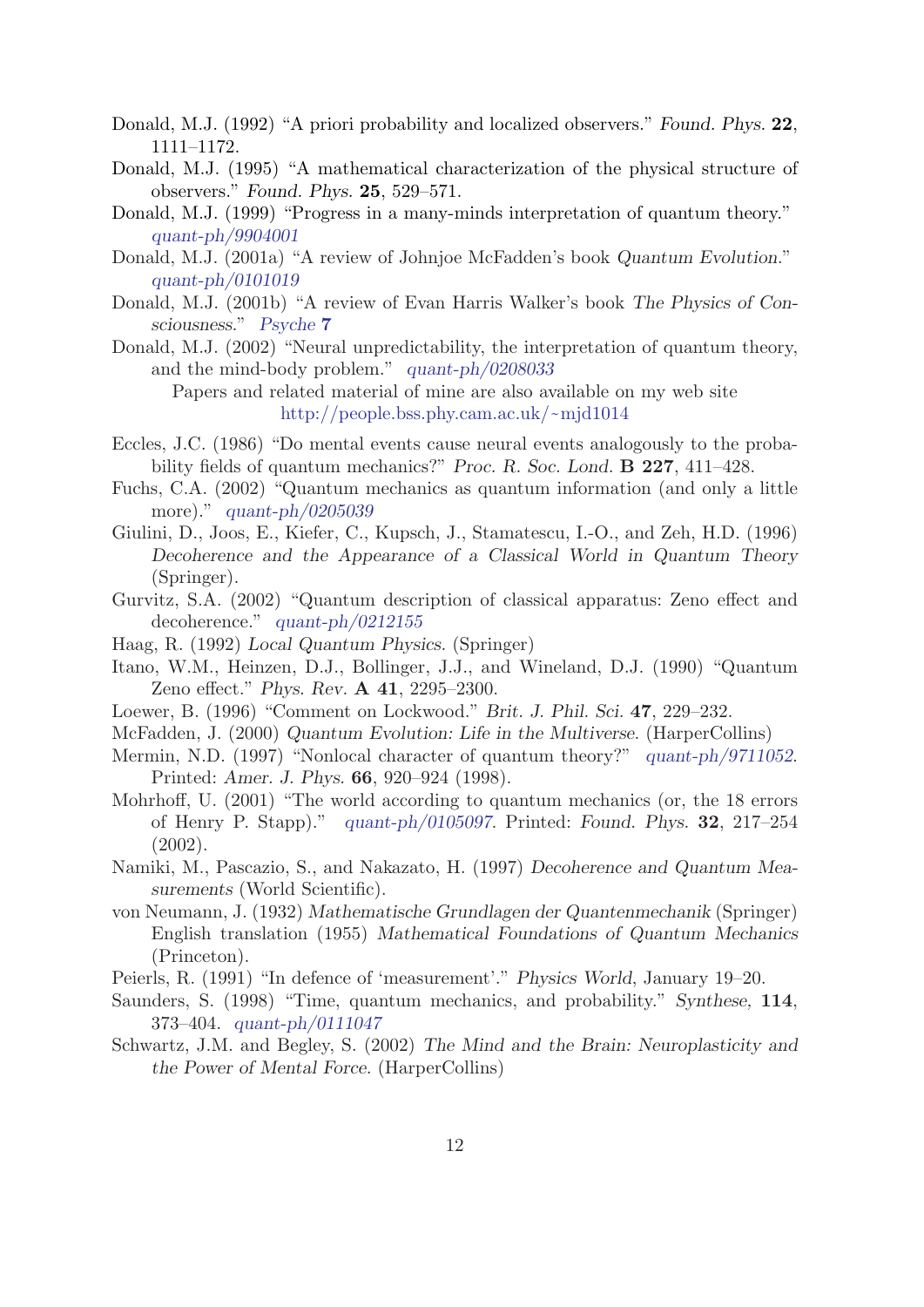Donald, M.J. (1992) "A priori probability and localized observers." *Found. Phys.* **22**, 1111–1172.

Donald, M.J. (1995) "A mathematical characterization of the physical structure of observers." *Found. Phys.* **25**, 529–571.

Donald, M.J. (1999) "Progress in a many-minds interpretation of quantum theory." *quant-ph/9904001*

Donald, M.J. (2001a) "A review of Johnjoe McFadden's book *Quantum Evolution*." *quant-ph/0101019*

Donald, M.J. (2001b) "A review of Evan Harris Walker's book *The Physics of Consciousness*." *Psyche* **7**

Donald, M.J. (2002) "Neural unpredictability, the interpretation of quantum theory, and the mind-body problem." *quant-ph/0208033*

Papers and related material of mine are also available on my web site
http://people.bss.phy.cam.ac.uk/~mjd1014

Eccles, J.C. (1986) "Do mental events cause neural events analogously to the probability fields of quantum mechanics?" *Proc. R. Soc. Lond.* **B 227**, 411–428.

Fuchs, C.A. (2002) "Quantum mechanics as quantum information (and only a little more)." *quant-ph/0205039*

Giulini, D., Joos, E., Kiefer, C., Kupsch, J., Stamatescu, I.-O., and Zeh, H.D. (1996) *Decoherence and the Appearance of a Classical World in Quantum Theory* (Springer).

Gurvitz, S.A. (2002) "Quantum description of classical apparatus: Zeno effect and decoherence." *quant-ph/0212155*

Haag, R. (1992) *Local Quantum Physics.* (Springer)

Itano, W.M., Heinzen, D.J., Bollinger, J.J., and Wineland, D.J. (1990) "Quantum Zeno effect." *Phys. Rev.* **A 41**, 2295–2300.

Loewer, B. (1996) "Comment on Lockwood." *Brit. J. Phil. Sci.* **47**, 229–232.

McFadden, J. (2000) *Quantum Evolution: Life in the Multiverse.* (HarperCollins)

Mermin, N.D. (1997) "Nonlocal character of quantum theory?" *quant-ph/9711052*. Printed: *Amer. J. Phys.* **66**, 920–924 (1998).

Mohrhoff, U. (2001) "The world according to quantum mechanics (or, the 18 errors of Henry P. Stapp)." *quant-ph/0105097*. Printed: *Found. Phys.* **32**, 217–254 (2002).

Namiki, M., Pascazio, S., and Nakazato, H. (1997) *Decoherence and Quantum Measurements* (World Scientific).

von Neumann, J. (1932) *Mathematische Grundlagen der Quantenmechanik* (Springer) English translation (1955) *Mathematical Foundations of Quantum Mechanics* (Princeton).

Peierls, R. (1991) "In defence of 'measurement'." *Physics World*, January 19–20.

Saunders, S. (1998) "Time, quantum mechanics, and probability." *Synthese*, **114**, 373–404. *quant-ph/0111047*

Schwartz, J.M. and Begley, S. (2002) *The Mind and the Brain: Neuroplasticity and the Power of Mental Force.* (HarperCollins)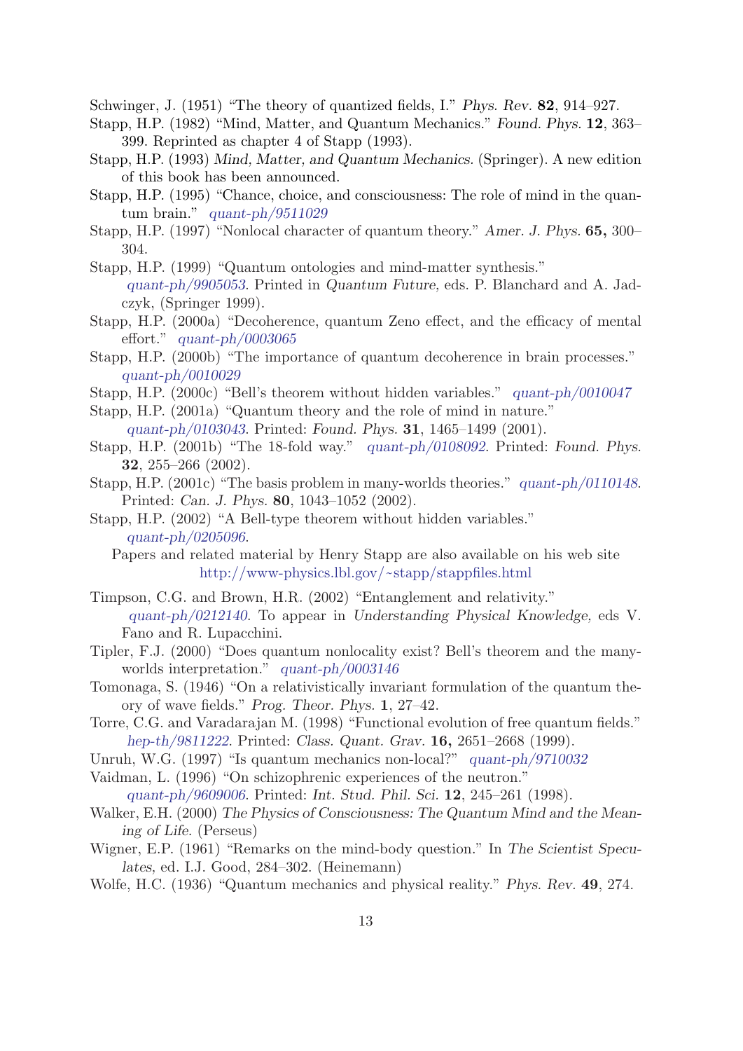Schwinger, J. (1951) "The theory of quantized fields, I." *Phys. Rev.* **82**, 914–927.

Stapp, H.P. (1982) "Mind, Matter, and Quantum Mechanics." *Found. Phys.* **12**, 363–399. Reprinted as chapter 4 of Stapp (1993).

Stapp, H.P. (1993) *Mind, Matter, and Quantum Mechanics.* (Springer). A new edition of this book has been announced.

Stapp, H.P. (1995) "Chance, choice, and consciousness: The role of mind in the quantum brain." *quant-ph/9511029*

Stapp, H.P. (1997) "Nonlocal character of quantum theory." *Amer. J. Phys.* **65,** 300–304.

Stapp, H.P. (1999) "Quantum ontologies and mind-matter synthesis." *quant-ph/9905053*. Printed in *Quantum Future,* eds. P. Blanchard and A. Jadczyk, (Springer 1999).

Stapp, H.P. (2000a) "Decoherence, quantum Zeno effect, and the efficacy of mental effort." *quant-ph/0003065*

Stapp, H.P. (2000b) "The importance of quantum decoherence in brain processes." *quant-ph/0010029*

Stapp, H.P. (2000c) "Bell's theorem without hidden variables." *quant-ph/0010047*

Stapp, H.P. (2001a) "Quantum theory and the role of mind in nature." *quant-ph/0103043*. Printed: *Found. Phys.* **31**, 1465–1499 (2001).

Stapp, H.P. (2001b) "The 18-fold way." *quant-ph/0108092*. Printed: *Found. Phys.* **32**, 255–266 (2002).

Stapp, H.P. (2001c) "The basis problem in many-worlds theories." *quant-ph/0110148*. Printed: *Can. J. Phys.* **80**, 1043–1052 (2002).

Stapp, H.P. (2002) "A Bell-type theorem without hidden variables." *quant-ph/0205096*.

Papers and related material by Henry Stapp are also available on his web site http://www-physics.lbl.gov/~stapp/stappfiles.html

Timpson, C.G. and Brown, H.R. (2002) "Entanglement and relativity." *quant-ph/0212140*. To appear in *Understanding Physical Knowledge,* eds V. Fano and R. Lupacchini.

Tipler, F.J. (2000) "Does quantum nonlocality exist? Bell's theorem and the many-worlds interpretation." *quant-ph/0003146*

Tomonaga, S. (1946) "On a relativistically invariant formulation of the quantum theory of wave fields." *Prog. Theor. Phys.* **1**, 27–42.

Torre, C.G. and Varadarajan M. (1998) "Functional evolution of free quantum fields." *hep-th/9811222*. Printed: *Class. Quant. Grav.* **16,** 2651–2668 (1999).

Unruh, W.G. (1997) "Is quantum mechanics non-local?" *quant-ph/9710032*

Vaidman, L. (1996) "On schizophrenic experiences of the neutron." *quant-ph/9609006*. Printed: *Int. Stud. Phil. Sci.* **12**, 245–261 (1998).

Walker, E.H. (2000) *The Physics of Consciousness: The Quantum Mind and the Meaning of Life.* (Perseus)

Wigner, E.P. (1961) "Remarks on the mind-body question." In *The Scientist Speculates,* ed. I.J. Good, 284–302. (Heinemann)

Wolfe, H.C. (1936) "Quantum mechanics and physical reality." *Phys. Rev.* **49**, 274.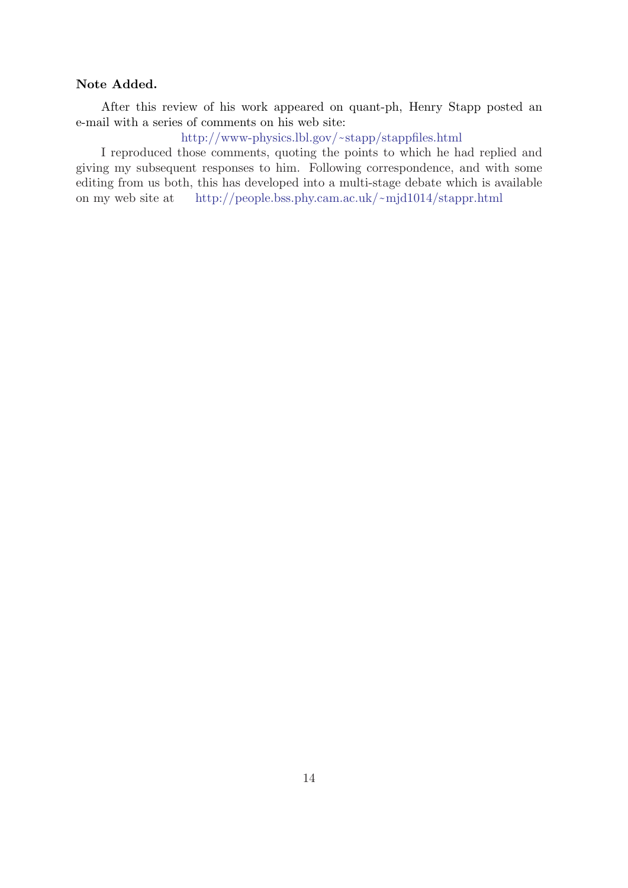**Note Added.**

After this review of his work appeared on quant-ph, Henry Stapp posted an e-mail with a series of comments on his web site:

http://www-physics.lbl.gov/~stapp/stappfiles.html

I reproduced those comments, quoting the points to which he had replied and giving my subsequent responses to him. Following correspondence, and with some editing from us both, this has developed into a multi-stage debate which is available on my web site at http://people.bss.phy.cam.ac.uk/~mjd1014/stappr.html